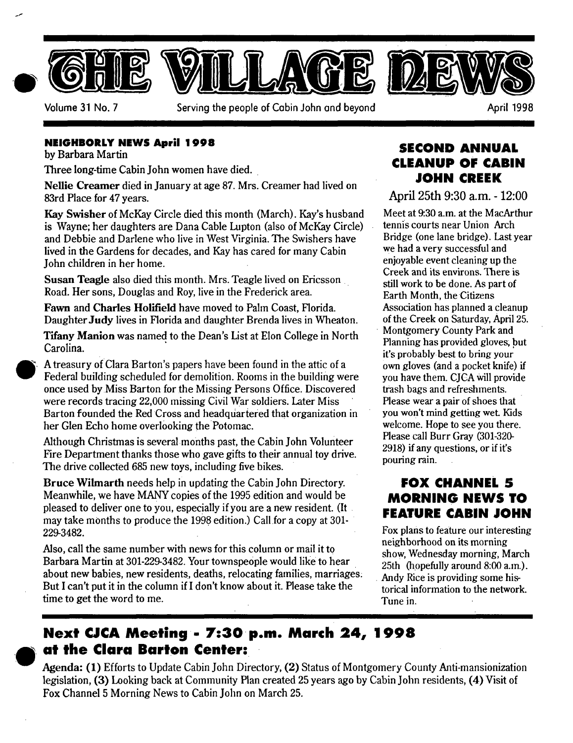# THE VILLAGE NEWS

Volume 31 No. 7 — Serving the people of Cabin John and beyond — April 1998

## NEIGHBORLY NEWS April 1998

by Barbara Martin

Three long-time Cabin John women have died.

**Nellie Creamer** died in January at age 87. Mrs. Creamer had lived on 83rd Place for 47 years.

**Kay Swisher** of McKay Circle died this month (March). Kay's husband is Wayne; her daughters are Dana Cable Lupton (also of McKay Circle) and Debbie and Darlene who live in West Virginia. The Swishers have lived in the Gardens for decades, and Kay has cared for many Cabin John children in her home.

**Susan Teagle** also died this month. Mrs. Teagle lived on Ericsson Road. Her sons, Douglas and Roy, live in the Frederick area.

**Fawn** and **Charles Holifield** have moved to Palm Coast, Florida. Daughter **Judy** lives in Florida and daughter Brenda lives in Wheaton.

**Tifany Manion** was named to the Dean's List at Elon College in North Carolina.

A treasury of Clara Barton's papers have been found in the attic of a Federal building scheduled for demolition. Rooms in the building were once used by Miss Barton for the Missing Persons Office. Discovered were records tracing 22,000 missing Civil War soldiers. Later Miss Barton founded the Red Cross and headquartered that organization in her Glen Echo home overlooking the Potomac.

Although Christmas is several months past, the Cabin John Volunteer Fire Department thanks those who gave gifts to their annual toy drive. The drive collected 685 new toys, including five bikes.

**Bruce Wilmarth** needs help in updating the Cabin John Directory. Meanwhile, we have MANY copies of the 1995 edition and would be pleased to deliver one to you, especially if you are a new resident. (It may take months to produce the 1998 edition.) Call for a copy at 301-229-3482.

Also, call the same number with news for this column or mail it to Barbara Martin at 301-229-3482. Your townspeople would like to hear about new babies, new residents, deaths, relocating families, marriages. But I can't put it in the column if I don't know about it. Please take the time to get the word to me.

## SECOND ANNUAL CLEANUP OF CABIN JOHN CREEK

April 25th 9:30 a.m. - 12:00

Meet at 9:30 a.m. at the MacArthur tennis courts near Union Arch Bridge (one lane bridge). Last year we had a very successful and enjoyable event cleaning up the Creek and its environs. There is still work to be done. As part of Earth Month, the Citizens Association has planned a cleanup of the Creek on Saturday, April 25. Montgomery County Park and Planning has provided gloves, but it's probably best to bring your own gloves (and a pocket knife) if you have them. CJCA will provide trash bags and refreshments. Please wear a pair of shoes that you won't mind getting wet. Kids welcome. Hope to see you there. Please call Burr Gray (301-320-2918) if any questions, or if it's pouring rain.

## FOX CHANNEL 5 MORNING NEWS TO FEATURE CABIN JOHN

Fox plans to feature our interesting neighborhood on its morning show, Wednesday morning, March 25th (hopefully around 8:00 a.m.). Andy Rice is providing some historical information to the network. Tune in.

## Next CJCA Meeting - 7:30 p.m. March 24, 1998 at the Clara Barton Center:

**Agenda:** **(1)** Efforts to Update Cabin John Directory, **(2)** Status of Montgomery County Anti-mansionization legislation, **(3)** Looking back at Community Plan created 25 years ago by Cabin John residents, **(4)** Visit of Fox Channel 5 Morning News to Cabin John on March 25.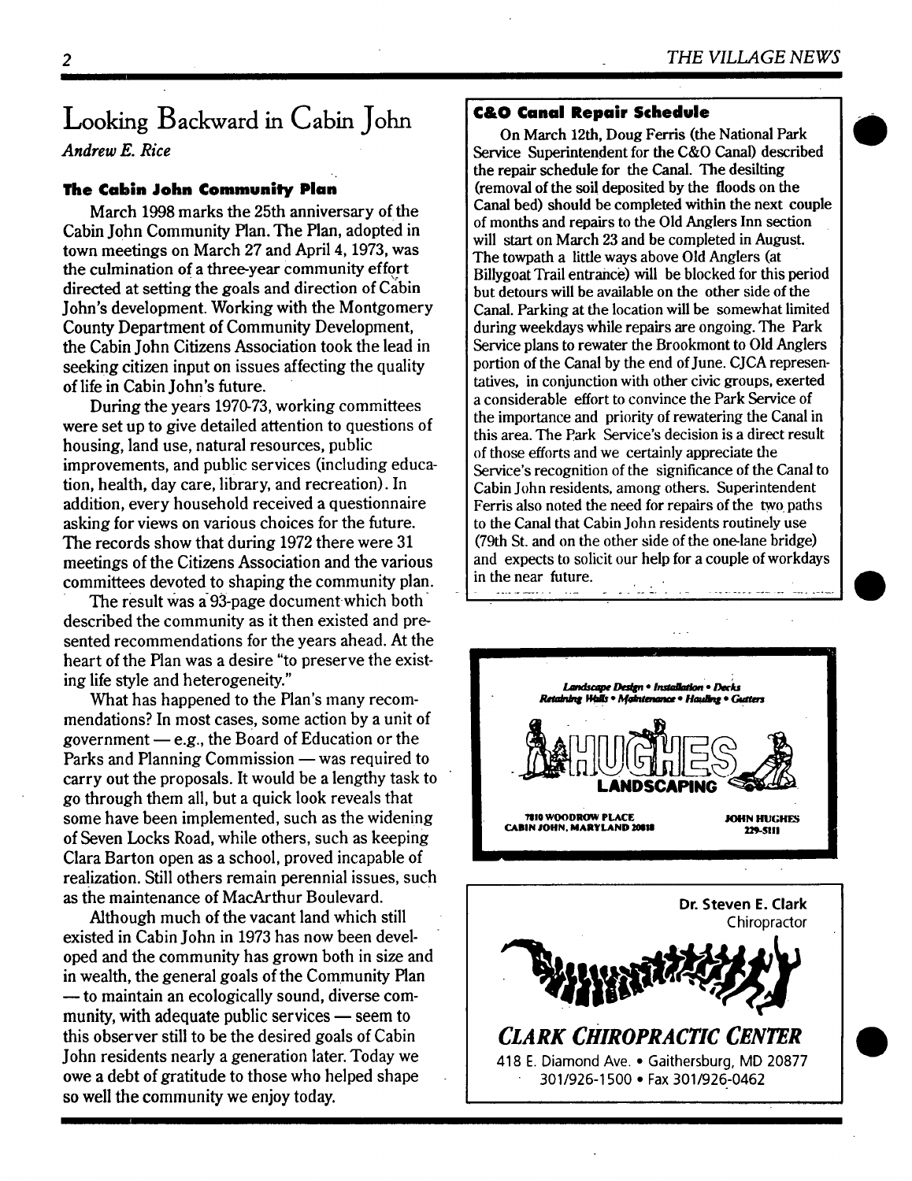# Looking Backward in Cabin John

*Andrew E. Rice*

### The Cabin John Community Plan

March 1998 marks the 25th anniversary of the Cabin John Community Plan. The Plan, adopted in town meetings on March 27 and April 4, 1973, was the culmination of a three-year community effort directed at setting the goals and direction of Cabin John's development. Working with the Montgomery County Department of Community Development, the Cabin John Citizens Association took the lead in seeking citizen input on issues affecting the quality of life in Cabin John's future.

During the years 1970-73, working committees were set up to give detailed attention to questions of housing, land use, natural resources, public improvements, and public services (including education, health, day care, library, and recreation). In addition, every household received a questionnaire asking for views on various choices for the future. The records show that during 1972 there were 31 meetings of the Citizens Association and the various committees devoted to shaping the community plan.

The result was a 93-page document which both described the community as it then existed and presented recommendations for the years ahead. At the heart of the Plan was a desire "to preserve the existing life style and heterogeneity."

What has happened to the Plan's many recommendations? In most cases, some action by a unit of government — e.g., the Board of Education or the Parks and Planning Commission — was required to carry out the proposals. It would be a lengthy task to go through them all, but a quick look reveals that some have been implemented, such as the widening of Seven Locks Road, while others, such as keeping Clara Barton open as a school, proved incapable of realization. Still others remain perennial issues, such as the maintenance of MacArthur Boulevard.

Although much of the vacant land which still existed in Cabin John in 1973 has now been developed and the community has grown both in size and in wealth, the general goals of the Community Plan — to maintain an ecologically sound, diverse community, with adequate public services — seem to this observer still to be the desired goals of Cabin John residents nearly a generation later. Today we owe a debt of gratitude to those who helped shape so well the community we enjoy today.

### C&O Canal Repair Schedule

On March 12th, Doug Ferris (the National Park Service Superintendent for the C&O Canal) described the repair schedule for the Canal. The desilting (removal of the soil deposited by the floods on the Canal bed) should be completed within the next couple of months and repairs to the Old Anglers Inn section will start on March 23 and be completed in August. The towpath a little ways above Old Anglers (at Billygoat Trail entrance) will be blocked for this period but detours will be available on the other side of the Canal. Parking at the location will be somewhat limited during weekdays while repairs are ongoing. The Park Service plans to rewater the Brookmont to Old Anglers portion of the Canal by the end of June. CJCA representatives, in conjunction with other civic groups, exerted a considerable effort to convince the Park Service of the importance and priority of rewatering the Canal in this area. The Park Service's decision is a direct result of those efforts and we certainly appreciate the Service's recognition of the significance of the Canal to Cabin John residents, among others. Superintendent Ferris also noted the need for repairs of the two paths to the Canal that Cabin John residents routinely use (79th St. and on the other side of the one-lane bridge) and expects to solicit our help for a couple of workdays in the near future.

---

Landscape Design • Installation • Decks
Retaining Walls • Maintenance • Hauling • Gutters

**HUGHES LANDSCAPING**

7810 WOODROW PLACE
CABIN JOHN, MARYLAND 20818

JOHN HUGHES
229-5111

---

Dr. Steven E. Clark
Chiropractor

***CLARK CHIROPRACTIC CENTER***

418 E. Diamond Ave. • Gaithersburg, MD 20877
301/926-1500 • Fax 301/926-0462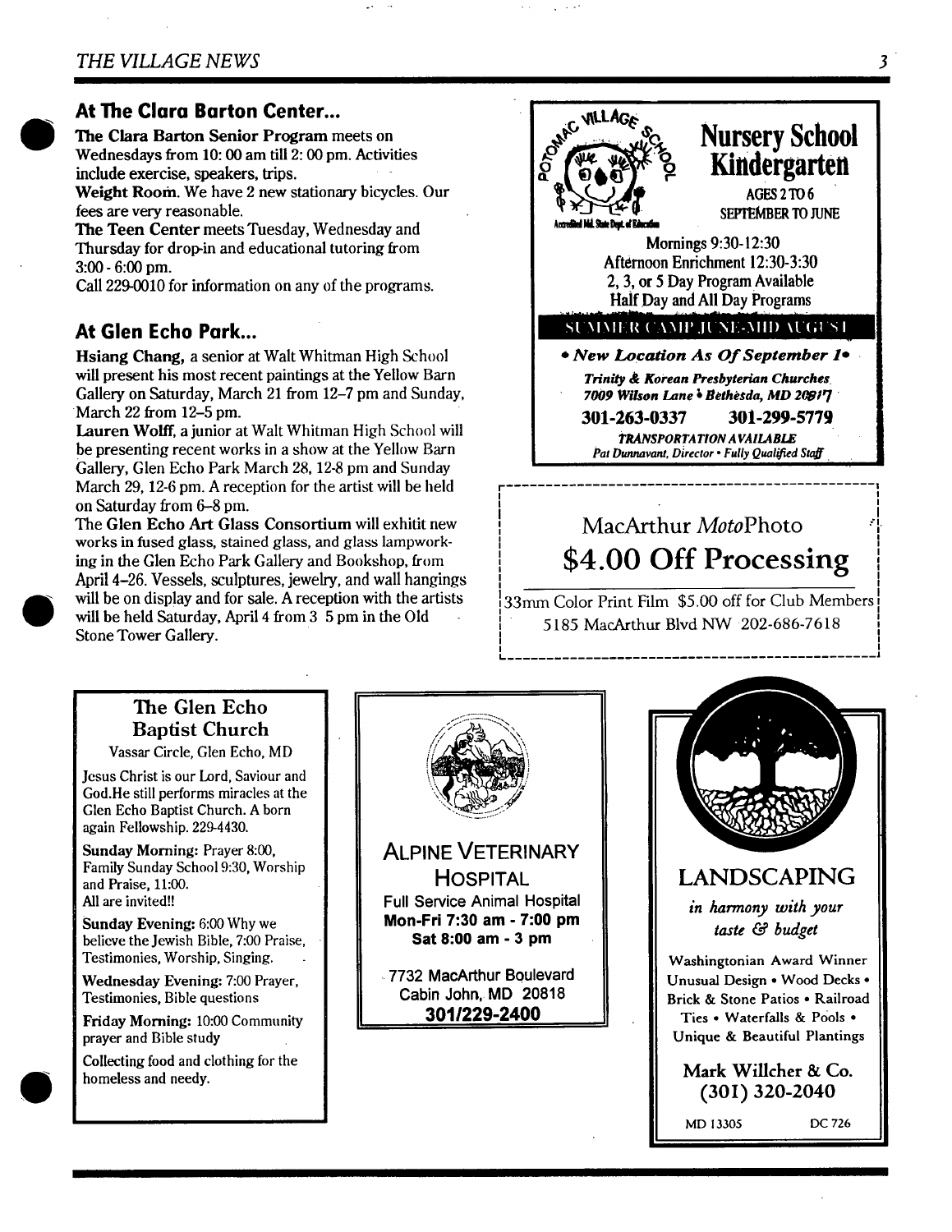## At The Clara Barton Center...

**The Clara Barton Senior Program** meets on Wednesdays from 10: 00 am till 2: 00 pm. Activities include exercise, speakers, trips.

**Weight Room.** We have 2 new stationary bicycles. Our fees are very reasonable.

**The Teen Center** meets Tuesday, Wednesday and Thursday for drop-in and educational tutoring from 3:00 - 6:00 pm.

Call 229-0010 for information on any of the programs.

## At Glen Echo Park...

**Hsiang Chang,** a senior at Walt Whitman High School will present his most recent paintings at the Yellow Barn Gallery on Saturday, March 21 from 12–7 pm and Sunday, March 22 from 12–5 pm.

**Lauren Wolff,** a junior at Walt Whitman High School will be presenting recent works in a show at the Yellow Barn Gallery, Glen Echo Park March 28, 12-8 pm and Sunday March 29, 12-6 pm. A reception for the artist will be held on Saturday from 6–8 pm.

The **Glen Echo Art Glass Consortium** will exhitit new works in fused glass, stained glass, and glass lampworking in the Glen Echo Park Gallery and Bookshop, from April 4–26. Vessels, sculptures, jewelry, and wall hangings will be on display and for sale. A reception with the artists will be held Saturday, April 4 from 3 5 pm in the Old Stone Tower Gallery.

---

Potomac Village School

Accredited Md. State Dept. of Education

**Nursery School Kindergarten**

AGES 2 TO 6
SEPTEMBER TO JUNE

Mornings 9:30-12:30
Afternoon Enrichment 12:30-3:30
2, 3, or 5 Day Program Available
Half Day and All Day Programs

**SUMMER CAMP JUNE-MID AUGUST**

***• New Location As Of September 1•***

***Trinity & Korean Presbyterian Churches***
***7009 Wilson Lane • Bethesda, MD 20817***

**301-263-0337 301-299-5779**

***TRANSPORTATION AVAILABLE***
*Pat Dunnavant, Director • Fully Qualified Staff*

---

MacArthur *Moto*Photo

**$4.00 Off Processing**

33mm Color Print Film $5.00 off for Club Members
5185 MacArthur Blvd NW 202-686-7618

---

**The Glen Echo Baptist Church**

Vassar Circle, Glen Echo, MD

Jesus Christ is our Lord, Saviour and God.He still performs miracles at the Glen Echo Baptist Church. A born again Fellowship. 229-4430.

**Sunday Morning:** Prayer 8:00, Family Sunday School 9:30, Worship and Praise, 11:00.
All are invited!!

**Sunday Evening:** 6:00 Why we believe the Jewish Bible, 7:00 Praise, Testimonies, Worship, Singing.

**Wednesday Evening:** 7:00 Prayer, Testimonies, Bible questions

**Friday Morning:** 10:00 Community prayer and Bible study

Collecting food and clothing for the homeless and needy.

---

**ALPINE VETERINARY HOSPITAL**

Full Service Animal Hospital
**Mon-Fri 7:30 am - 7:00 pm**
**Sat 8:00 am - 3 pm**

7732 MacArthur Boulevard
Cabin John, MD 20818
**301/229-2400**

---

**LANDSCAPING**

*in harmony with your taste & budget*

Washingtonian Award Winner
Unusual Design • Wood Decks • Brick & Stone Patios • Railroad Ties • Waterfalls & Pools • Unique & Beautiful Plantings

**Mark Willcher & Co.**
**(301) 320-2040**

MD 13305 DC 726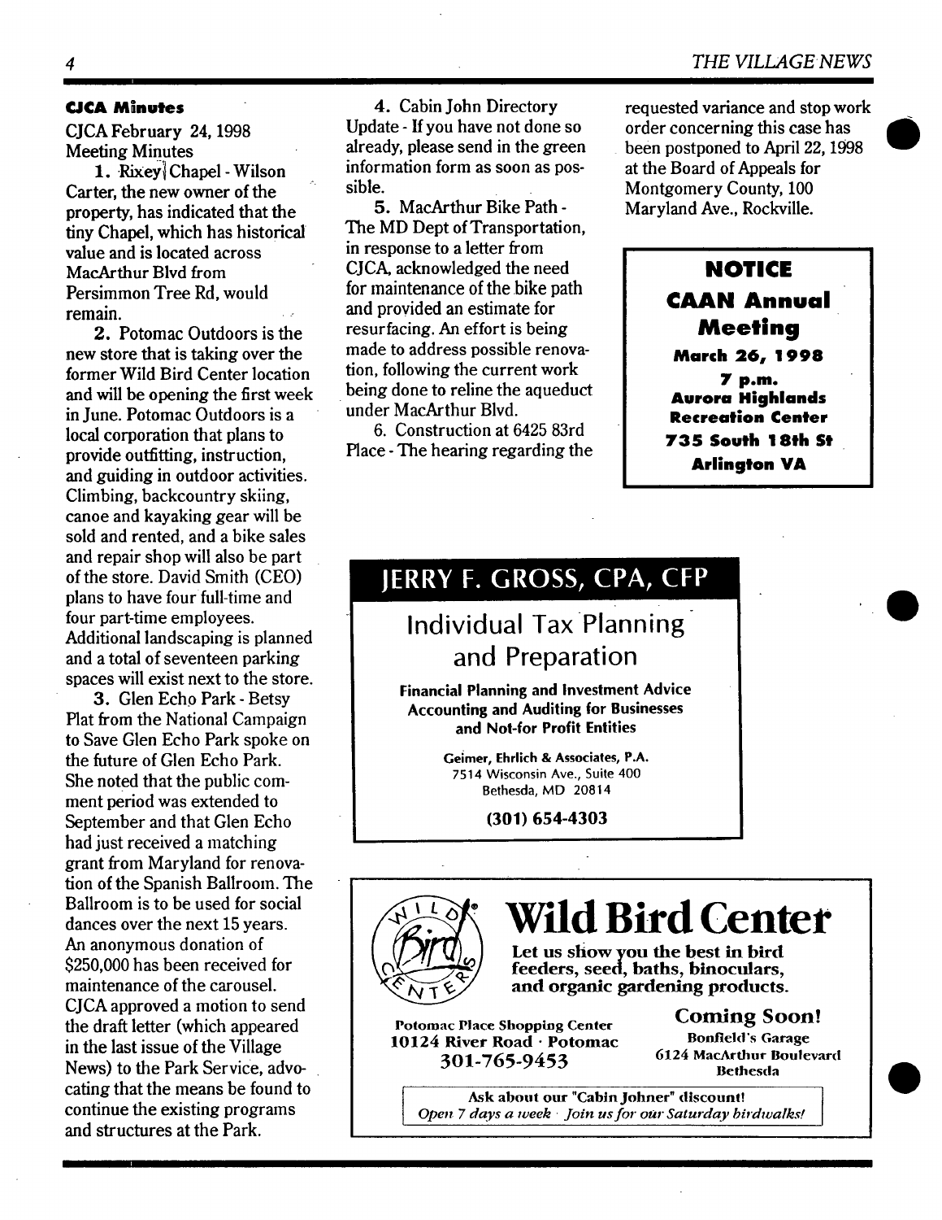### CJCA Minutes

CJCA February 24, 1998 Meeting Minutes

**1.** Rixey Chapel - Wilson Carter, the new owner of the property, has indicated that the tiny Chapel, which has historical value and is located across MacArthur Blvd from Persimmon Tree Rd, would remain.

**2.** Potomac Outdoors is the new store that is taking over the former Wild Bird Center location and will be opening the first week in June. Potomac Outdoors is a local corporation that plans to provide outfitting, instruction, and guiding in outdoor activities. Climbing, backcountry skiing, canoe and kayaking gear will be sold and rented, and a bike sales and repair shop will also be part of the store. David Smith (CEO) plans to have four full-time and four part-time employees. Additional landscaping is planned and a total of seventeen parking spaces will exist next to the store.

**3.** Glen Echo Park - Betsy Plat from the National Campaign to Save Glen Echo Park spoke on the future of Glen Echo Park. She noted that the public comment period was extended to September and that Glen Echo had just received a matching grant from Maryland for renovation of the Spanish Ballroom. The Ballroom is to be used for social dances over the next 15 years. An anonymous donation of $250,000 has been received for maintenance of the carousel. CJCA approved a motion to send the draft letter (which appeared in the last issue of the Village News) to the Park Service, advocating that the means be found to continue the existing programs and structures at the Park.

**4.** Cabin John Directory Update - If you have not done so already, please send in the green information form as soon as possible.

**5.** MacArthur Bike Path - The MD Dept of Transportation, in response to a letter from CJCA, acknowledged the need for maintenance of the bike path and provided an estimate for resurfacing. An effort is being made to address possible renovation, following the current work being done to reline the aqueduct under MacArthur Blvd.

6. Construction at 6425 83rd Place - The hearing regarding the requested variance and stop work order concerning this case has been postponed to April 22, 1998 at the Board of Appeals for Montgomery County, 100 Maryland Ave., Rockville.

---

**NOTICE**

**CAAN Annual Meeting**

**March 26, 1998**
**7 p.m.**
**Aurora Highlands Recreation Center**
**735 South 18th St**
**Arlington VA**

---

## JERRY F. GROSS, CPA, CFP

### Individual Tax Planning and Preparation

**Financial Planning and Investment Advice**
**Accounting and Auditing for Businesses and Not-for Profit Entities**

Geimer, Ehrlich & Associates, P.A.
7514 Wisconsin Ave., Suite 400
Bethesda, MD 20814

**(301) 654-4303**

---

# Wild Bird Center

**Let us show you the best in bird feeders, seed, baths, binoculars, and organic gardening products.**

Potomac Place Shopping Center
**10124 River Road · Potomac**
**301-765-9453**

**Coming Soon!**
Bonfield's Garage
6124 MacArthur Boulevard
Bethesda

Ask about our "Cabin Johner" discount!
*Open 7 days a week · Join us for our Saturday birdwalks!*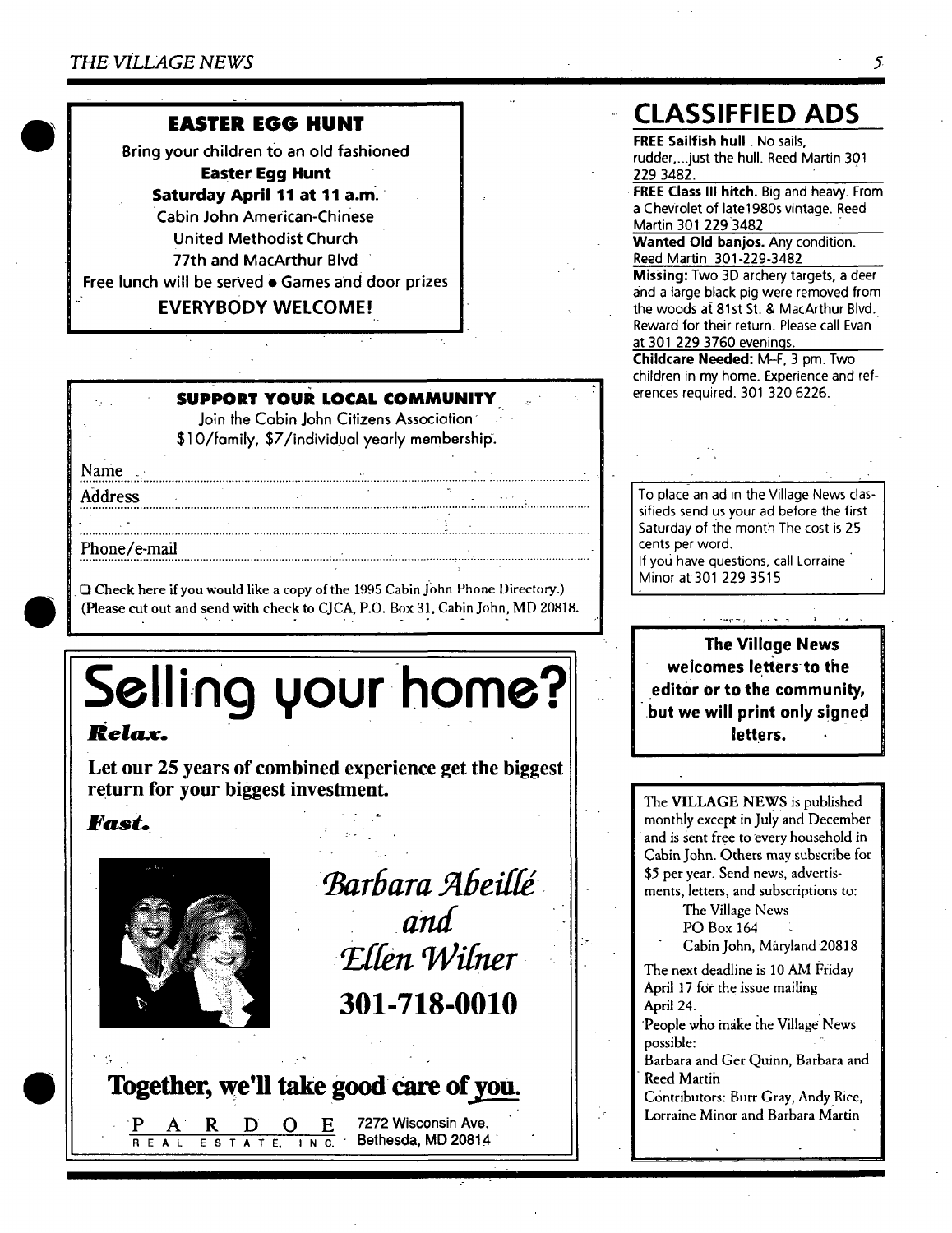## EASTER EGG HUNT

Bring your children to an old fashioned

**Easter Egg Hunt**

**Saturday April 11 at 11 a.m.**

Cabin John American-Chinese United Methodist Church

77th and MacArthur Blvd

Free lunch will be served • Games and door prizes

**EVERYBODY WELCOME!**

---

**SUPPORT YOUR LOCAL COMMUNITY**

Join the Cabin John Citizens Association

$10/family, $7/individual yearly membership.

Name ..........................................................................

Address ..........................................................................

..........................................................................

Phone/e-mail ..........................................................................

❑ Check here if you would like a copy of the 1995 Cabin John Phone Directory.)
(Please cut out and send with check to CJCA, P.O. Box 31, Cabin John, MD 20818.

---

# Selling your home?

***Relax.***

**Let our 25 years of combined experience get the biggest return for your biggest investment.**

***Fast.***

*Barbara Abeillé and Ellen Wilner*

**301-718-0010**

**Together, we'll take good care of you.**

PARDOE REAL ESTATE, INC. 7272 Wisconsin Ave. Bethesda, MD 20814

---

# CLASSIFFIED ADS

**FREE Sailfish hull**. No sails, rudder,...just the hull. Reed Martin 301 229 3482.

**FREE Class III hitch.** Big and heavy. From a Chevrolet of late1980s vintage. Reed Martin 301 229 3482

**Wanted Old banjos.** Any condition. Reed Martin 301-229-3482

**Missing:** Two 3D archery targets, a deer and a large black pig were removed from the woods at 81st St. & MacArthur Blvd. Reward for their return. Please call Evan at 301 229 3760 evenings.

**Childcare Needed:** M–F, 3 pm. Two children in my home. Experience and references required. 301 320 6226.

---

To place an ad in the Village News classifieds send us your ad before the first Saturday of the month The cost is 25 cents per word.

If you have questions, call Lorraine Minor at 301 229 3515

---

**The Village News welcomes letters to the editor or to the community, but we will print only signed letters.**

---

The VILLAGE NEWS is published monthly except in July and December and is sent free to every household in Cabin John. Others may subscribe for $5 per year. Send news, advertisments, letters, and subscriptions to:

The Village News
PO Box 164
Cabin John, Maryland 20818

The next deadline is 10 AM Friday April 17 for the issue mailing April 24.

People who make the Village News possible:
Barbara and Ger Quinn, Barbara and Reed Martin
Contributors: Burr Gray, Andy Rice, Lorraine Minor and Barbara Martin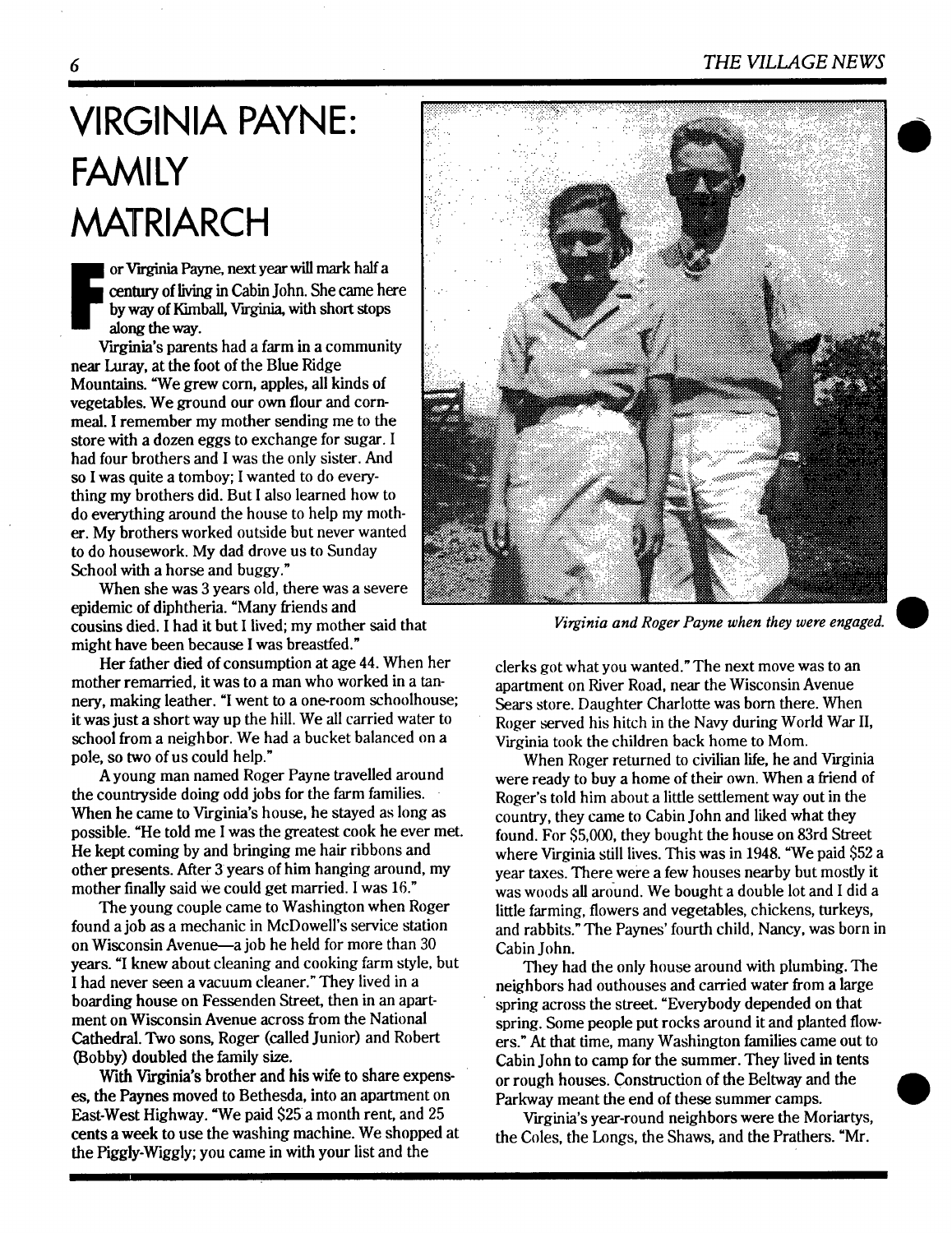# VIRGINIA PAYNE: FAMILY MATRIARCH

For Virginia Payne, next year will mark half a century of living in Cabin John. She came here by way of Kimball, Virginia, with short stops along the way.

Virginia's parents had a farm in a community near Luray, at the foot of the Blue Ridge Mountains. "We grew corn, apples, all kinds of vegetables. We ground our own flour and cornmeal. I remember my mother sending me to the store with a dozen eggs to exchange for sugar. I had four brothers and I was the only sister. And so I was quite a tomboy; I wanted to do everything my brothers did. But I also learned how to do everything around the house to help my mother. My brothers worked outside but never wanted to do housework. My dad drove us to Sunday School with a horse and buggy."

When she was 3 years old, there was a severe epidemic of diphtheria. "Many friends and cousins died. I had it but I lived; my mother said that might have been because I was breastfed."

Her father died of consumption at age 44. When her mother remarried, it was to a man who worked in a tannery, making leather. "I went to a one-room schoolhouse; it was just a short way up the hill. We all carried water to school from a neighbor. We had a bucket balanced on a pole, so two of us could help."

A young man named Roger Payne travelled around the countryside doing odd jobs for the farm families. When he came to Virginia's house, he stayed as long as possible. "He told me I was the greatest cook he ever met. He kept coming by and bringing me hair ribbons and other presents. After 3 years of him hanging around, my mother finally said we could get married. I was 16."

The young couple came to Washington when Roger found a job as a mechanic in McDowell's service station on Wisconsin Avenue—a job he held for more than 30 years. "I knew about cleaning and cooking farm style, but I had never seen a vacuum cleaner." They lived in a boarding house on Fessenden Street, then in an apartment on Wisconsin Avenue across from the National Cathedral. Two sons, Roger (called Junior) and Robert (Bobby) doubled the family size.

With Virginia's brother and his wife to share expenses, the Paynes moved to Bethesda, into an apartment on East-West Highway. "We paid $25 a month rent, and 25 cents a week to use the washing machine. We shopped at the Piggly-Wiggly; you came in with your list and the clerks got what you wanted." The next move was to an apartment on River Road, near the Wisconsin Avenue Sears store. Daughter Charlotte was born there. When Roger served his hitch in the Navy during World War II, Virginia took the children back home to Mom.

*Virginia and Roger Payne when they were engaged.*

When Roger returned to civilian life, he and Virginia were ready to buy a home of their own. When a friend of Roger's told him about a little settlement way out in the country, they came to Cabin John and liked what they found. For $5,000, they bought the house on 83rd Street where Virginia still lives. This was in 1948. "We paid $52 a year taxes. There were a few houses nearby but mostly it was woods all around. We bought a double lot and I did a little farming, flowers and vegetables, chickens, turkeys, and rabbits." The Paynes' fourth child, Nancy, was born in Cabin John.

They had the only house around with plumbing. The neighbors had outhouses and carried water from a large spring across the street. "Everybody depended on that spring. Some people put rocks around it and planted flowers." At that time, many Washington families came out to Cabin John to camp for the summer. They lived in tents or rough houses. Construction of the Beltway and the Parkway meant the end of these summer camps.

Virginia's year-round neighbors were the Moriartys, the Coles, the Longs, the Shaws, and the Prathers. "Mr.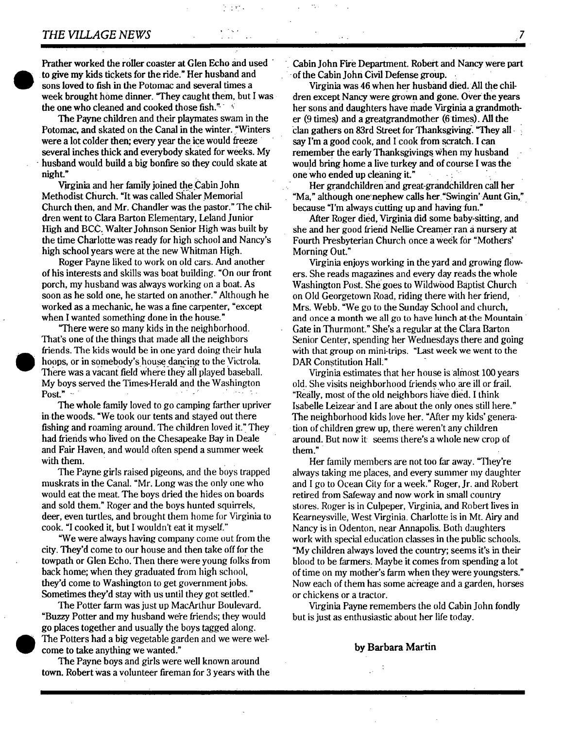Prather worked the roller coaster at Glen Echo and used to give my kids tickets for the ride." Her husband and sons loved to fish in the Potomac and several times a week brought home dinner. "They caught them, but I was the one who cleaned and cooked those fish."

The Payne children and their playmates swam in the Potomac, and skated on the Canal in the winter. "Winters were a lot colder then; every year the ice would freeze several inches thick and everybody skated for weeks. My husband would build a big bonfire so they could skate at night."

Virginia and her family joined the Cabin John Methodist Church. "It was called Shaler Memorial Church then, and Mr. Chandler was the pastor." The children went to Clara Barton Elementary, Leland Junior High and BCC. Walter Johnson Senior High was built by the time Charlotte was ready for high school and Nancy's high school years were at the new Whitman High.

Roger Payne liked to work on old cars. And another of his interests and skills was boat building. "On our front porch, my husband was always working on a boat. As soon as he sold one, he started on another." Although he worked as a mechanic, he was a fine carpenter, "except when I wanted something done in the house."

"There were so many kids in the neighborhood. That's one of the things that made all the neighbors friends. The kids would be in one yard doing their hula hoops, or in somebody's house dancing to the Victrola. There was a vacant field where they all played baseball. My boys served the Times-Herald and the Washington Post."

The whole family loved to go camping farther upriver in the woods. "We took our tents and stayed out there fishing and roaming around. The children loved it." They had friends who lived on the Chesapeake Bay in Deale and Fair Haven, and would often spend a summer week with them.

The Payne girls raised pigeons, and the boys trapped muskrats in the Canal. "Mr. Long was the only one who would eat the meat. The boys dried the hides on boards and sold them." Roger and the boys hunted squirrels, deer, even turtles, and brought them home for Virginia to cook. "I cooked it, but I wouldn't eat it myself."

"We were always having company come out from the city. They'd come to our house and then take off for the towpath or Glen Echo. Then there were young folks from back home; when they graduated from high school, they'd come to Washington to get government jobs. Sometimes they'd stay with us until they got settled."

The Potter farm was just up MacArthur Boulevard. "Buzzy Potter and my husband were friends; they would go places together and usually the boys tagged along. The Potters had a big vegetable garden and we were welcome to take anything we wanted."

The Payne boys and girls were well known around town. Robert was a volunteer fireman for 3 years with the Cabin John Fire Department. Robert and Nancy were part of the Cabin John Civil Defense group.

Virginia was 46 when her husband died. All the children except Nancy were grown and gone. Over the years her sons and daughters have made Virginia a grandmother (9 times) and a greatgrandmother (6 times). All the clan gathers on 83rd Street for Thanksgiving. "They all say I'm a good cook, and I cook from scratch. I can remember the early Thanksgivings when my husband would bring home a live turkey and of course I was the one who ended up cleaning it."

Her grandchildren and great-grandchildren call her "Ma," although one nephew calls her "Swingin' Aunt Gin," because "I'm always cutting up and having fun."

After Roger died, Virginia did some baby-sitting, and she and her good friend Nellie Creamer ran a nursery at Fourth Presbyterian Church once a week for "Mothers' Morning Out."

Virginia enjoys working in the yard and growing flowers. She reads magazines and every day reads the whole Washington Post. She goes to Wildwood Baptist Church on Old Georgetown Road, riding there with her friend, Mrs. Webb. "We go to the Sunday School and church, and once a month we all go to have lunch at the Mountain Gate in Thurmont." She's a regular at the Clara Barton Senior Center, spending her Wednesdays there and going with that group on mini-trips. "Last week we went to the DAR Constitution Hall."

Virginia estimates that her house is almost 100 years old. She visits neighborhood friends who are ill or frail. "Really, most of the old neighbors have died. I think Isabelle Leizear and I are about the only ones still here." The neighborhood kids love her. "After my kids' generation of children grew up, there weren't any children around. But now it seems there's a whole new crop of them."

Her family members are not too far away. "They're always taking me places, and every summer my daughter and I go to Ocean City for a week." Roger, Jr. and Robert retired from Safeway and now work in small country stores. Roger is in Culpeper, Virginia, and Robert lives in Kearneysville, West Virginia. Charlotte is in Mt. Airy and Nancy is in Odenton, near Annapolis. Both daughters work with special education classes in the public schools. "My children always loved the country; seems it's in their blood to be farmers. Maybe it comes from spending a lot of time on my mother's farm when they were youngsters." Now each of them has some acreage and a garden, horses or chickens or a tractor.

Virginia Payne remembers the old Cabin John fondly but is just as enthusiastic about her life today.

**by Barbara Martin**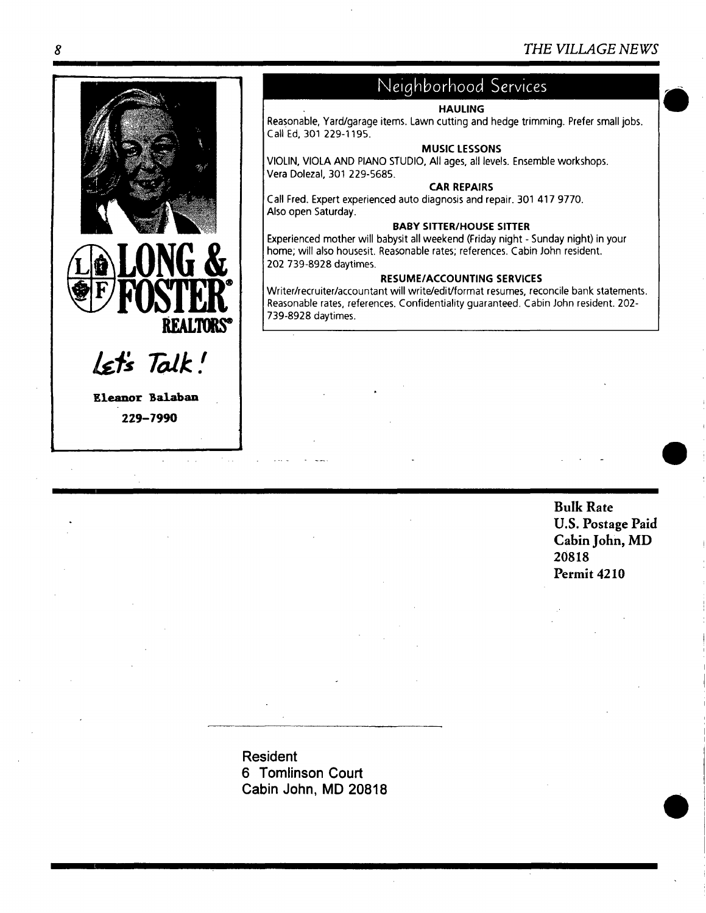LONG & FOSTER REALTORS®

*Let's Talk!*

**Eleanor Balaban**

**229-7990**

## Neighborhood Services

**HAULING**

Reasonable, Yard/garage items. Lawn cutting and hedge trimming. Prefer small jobs. Call Ed, 301 229-1195.

**MUSIC LESSONS**

VIOLIN, VIOLA AND PIANO STUDIO, All ages, all levels. Ensemble workshops. Vera Dolezal, 301 229-5685.

**CAR REPAIRS**

Call Fred. Expert experienced auto diagnosis and repair. 301 417 9770. Also open Saturday.

**BABY SITTER/HOUSE SITTER**

Experienced mother will babysit all weekend (Friday night - Sunday night) in your home; will also housesit. Reasonable rates; references. Cabin John resident. 202 739-8928 daytimes.

**RESUME/ACCOUNTING SERVICES**

Writer/recruiter/accountant will write/edit/format resumes, reconcile bank statements. Reasonable rates, references. Confidentiality guaranteed. Cabin John resident. 202-739-8928 daytimes.

**Bulk Rate**
**U.S. Postage Paid**
**Cabin John, MD**
**20818**
**Permit 4210**

Resident
6 Tomlinson Court
Cabin John, MD 20818